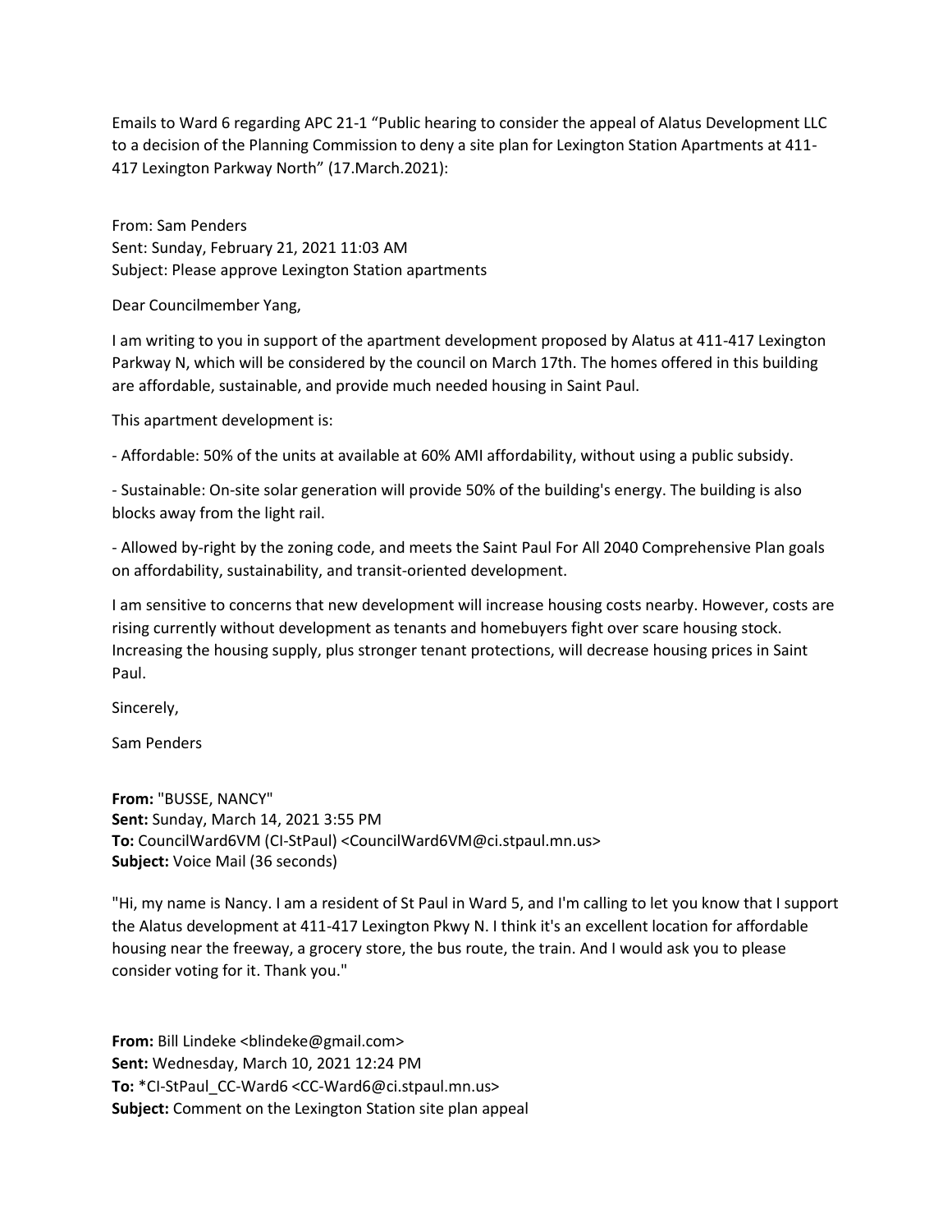Emails to Ward 6 regarding APC 21-1 "Public hearing to consider the appeal of Alatus Development LLC to a decision of the Planning Commission to deny a site plan for Lexington Station Apartments at 411-417 Lexington Parkway North" (17.March.2021):

From: Sam Penders
Sent: Sunday, February 21, 2021 11:03 AM
Subject: Please approve Lexington Station apartments

Dear Councilmember Yang,

I am writing to you in support of the apartment development proposed by Alatus at 411-417 Lexington Parkway N, which will be considered by the council on March 17th. The homes offered in this building are affordable, sustainable, and provide much needed housing in Saint Paul.

This apartment development is:

- Affordable: 50% of the units at available at 60% AMI affordability, without using a public subsidy.

- Sustainable: On-site solar generation will provide 50% of the building's energy. The building is also blocks away from the light rail.

- Allowed by-right by the zoning code, and meets the Saint Paul For All 2040 Comprehensive Plan goals on affordability, sustainability, and transit-oriented development.

I am sensitive to concerns that new development will increase housing costs nearby. However, costs are rising currently without development as tenants and homebuyers fight over scare housing stock. Increasing the housing supply, plus stronger tenant protections, will decrease housing prices in Saint Paul.

Sincerely,

Sam Penders

**From:** "BUSSE, NANCY"
**Sent:** Sunday, March 14, 2021 3:55 PM
**To:** CouncilWard6VM (CI-StPaul) <CouncilWard6VM@ci.stpaul.mn.us>
**Subject:** Voice Mail (36 seconds)

"Hi, my name is Nancy. I am a resident of St Paul in Ward 5, and I'm calling to let you know that I support the Alatus development at 411-417 Lexington Pkwy N. I think it's an excellent location for affordable housing near the freeway, a grocery store, the bus route, the train. And I would ask you to please consider voting for it. Thank you."

**From:** Bill Lindeke <blindeke@gmail.com>
**Sent:** Wednesday, March 10, 2021 12:24 PM
**To:** *CI-StPaul_CC-Ward6 <CC-Ward6@ci.stpaul.mn.us>
**Subject:** Comment on the Lexington Station site plan appeal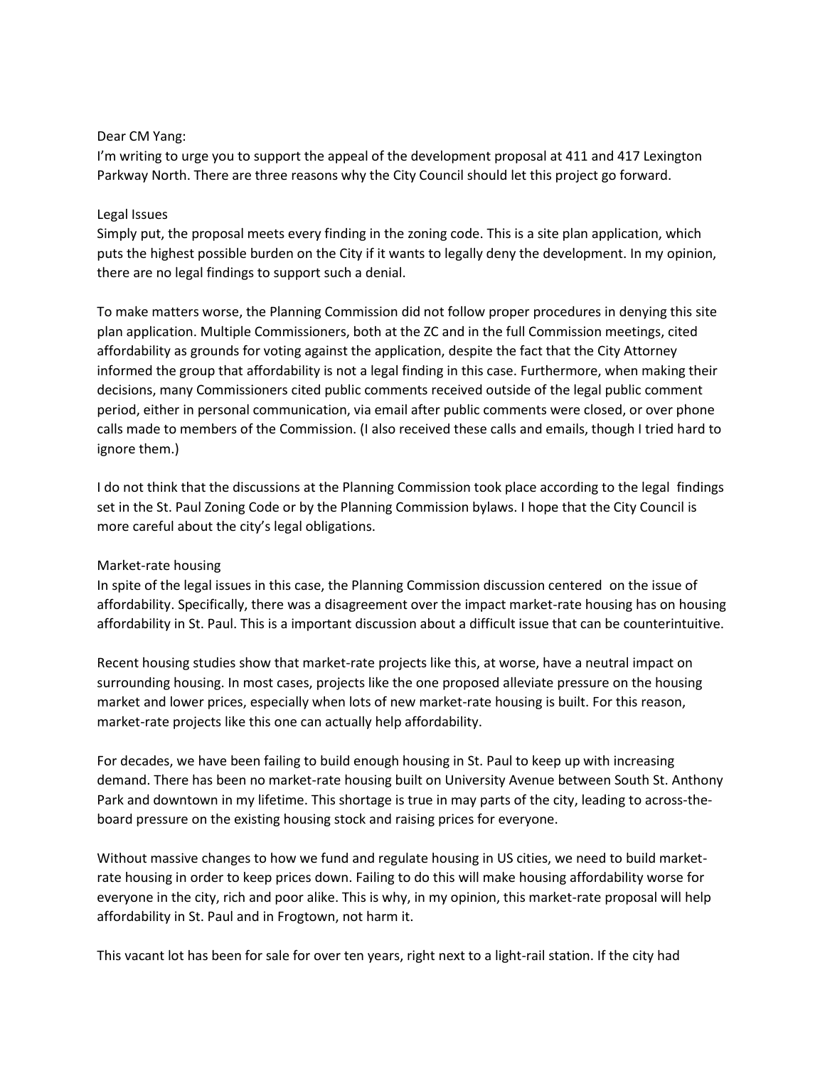Dear CM Yang:

I'm writing to urge you to support the appeal of the development proposal at 411 and 417 Lexington Parkway North. There are three reasons why the City Council should let this project go forward.

## Legal Issues

Simply put, the proposal meets every finding in the zoning code. This is a site plan application, which puts the highest possible burden on the City if it wants to legally deny the development. In my opinion, there are no legal findings to support such a denial.

To make matters worse, the Planning Commission did not follow proper procedures in denying this site plan application. Multiple Commissioners, both at the ZC and in the full Commission meetings, cited affordability as grounds for voting against the application, despite the fact that the City Attorney informed the group that affordability is not a legal finding in this case. Furthermore, when making their decisions, many Commissioners cited public comments received outside of the legal public comment period, either in personal communication, via email after public comments were closed, or over phone calls made to members of the Commission. (I also received these calls and emails, though I tried hard to ignore them.)

I do not think that the discussions at the Planning Commission took place according to the legal findings set in the St. Paul Zoning Code or by the Planning Commission bylaws. I hope that the City Council is more careful about the city's legal obligations.

## Market-rate housing

In spite of the legal issues in this case, the Planning Commission discussion centered on the issue of affordability. Specifically, there was a disagreement over the impact market-rate housing has on housing affordability in St. Paul. This is a important discussion about a difficult issue that can be counterintuitive.

Recent housing studies show that market-rate projects like this, at worse, have a neutral impact on surrounding housing. In most cases, projects like the one proposed alleviate pressure on the housing market and lower prices, especially when lots of new market-rate housing is built. For this reason, market-rate projects like this one can actually help affordability.

For decades, we have been failing to build enough housing in St. Paul to keep up with increasing demand. There has been no market-rate housing built on University Avenue between South St. Anthony Park and downtown in my lifetime. This shortage is true in may parts of the city, leading to across-the-board pressure on the existing housing stock and raising prices for everyone.

Without massive changes to how we fund and regulate housing in US cities, we need to build market-rate housing in order to keep prices down. Failing to do this will make housing affordability worse for everyone in the city, rich and poor alike. This is why, in my opinion, this market-rate proposal will help affordability in St. Paul and in Frogtown, not harm it.

This vacant lot has been for sale for over ten years, right next to a light-rail station. If the city had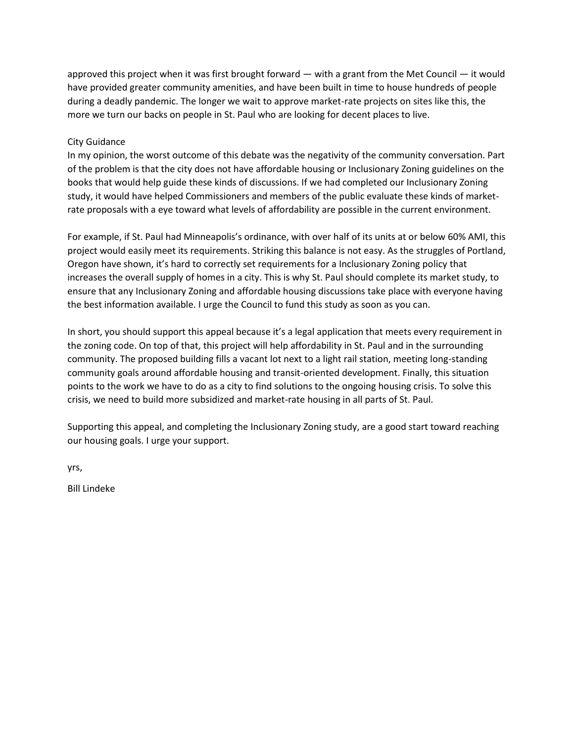approved this project when it was first brought forward — with a grant from the Met Council — it would have provided greater community amenities, and have been built in time to house hundreds of people during a deadly pandemic. The longer we wait to approve market-rate projects on sites like this, the more we turn our backs on people in St. Paul who are looking for decent places to live.

City Guidance

In my opinion, the worst outcome of this debate was the negativity of the community conversation. Part of the problem is that the city does not have affordable housing or Inclusionary Zoning guidelines on the books that would help guide these kinds of discussions. If we had completed our Inclusionary Zoning study, it would have helped Commissioners and members of the public evaluate these kinds of market-rate proposals with a eye toward what levels of affordability are possible in the current environment.

For example, if St. Paul had Minneapolis's ordinance, with over half of its units at or below 60% AMI, this project would easily meet its requirements. Striking this balance is not easy. As the struggles of Portland, Oregon have shown, it's hard to correctly set requirements for a Inclusionary Zoning policy that increases the overall supply of homes in a city. This is why St. Paul should complete its market study, to ensure that any Inclusionary Zoning and affordable housing discussions take place with everyone having the best information available. I urge the Council to fund this study as soon as you can.

In short, you should support this appeal because it's a legal application that meets every requirement in the zoning code. On top of that, this project will help affordability in St. Paul and in the surrounding community. The proposed building fills a vacant lot next to a light rail station, meeting long-standing community goals around affordable housing and transit-oriented development. Finally, this situation points to the work we have to do as a city to find solutions to the ongoing housing crisis. To solve this crisis, we need to build more subsidized and market-rate housing in all parts of St. Paul.

Supporting this appeal, and completing the Inclusionary Zoning study, are a good start toward reaching our housing goals. I urge your support.

yrs,

Bill Lindeke